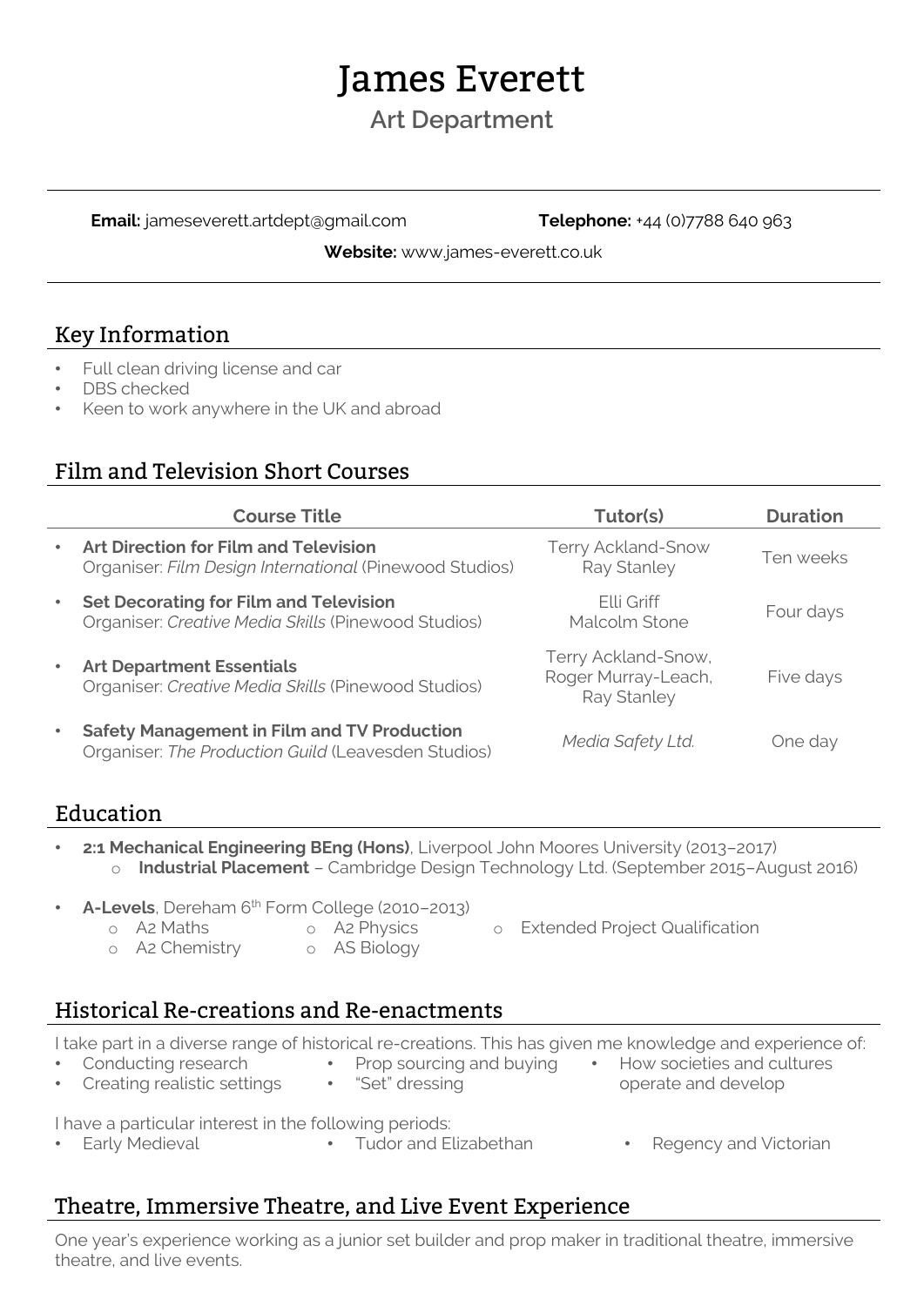# James Everett

## Art Department

**Email:** jameseverett.artdept@gmail.com **Telephone:** +44 (0)7788 640 963

**Website:** www.james-everett.co.uk

## Key Information

- Full clean driving license and car
- DBS checked
- Keen to work anywhere in the UK and abroad

## Film and Television Short Courses

| Course Title | Tutor(s) | Duration |
| --- | --- | --- |
| **Art Direction for Film and Television**<br>Organiser: *Film Design International* (Pinewood Studios) | Terry Ackland-Snow<br>Ray Stanley | Ten weeks |
| **Set Decorating for Film and Television**<br>Organiser: *Creative Media Skills* (Pinewood Studios) | Elli Griff<br>Malcolm Stone | Four days |
| **Art Department Essentials**<br>Organiser: *Creative Media Skills* (Pinewood Studios) | Terry Ackland-Snow,<br>Roger Murray-Leach,<br>Ray Stanley | Five days |
| **Safety Management in Film and TV Production**<br>Organiser: *The Production Guild* (Leavesden Studios) | *Media Safety Ltd.* | One day |

## Education

- **2:1 Mechanical Engineering BEng (Hons)**, Liverpool John Moores University (2013–2017)
  - **Industrial Placement** – Cambridge Design Technology Ltd. (September 2015–August 2016)
- **A-Levels**, Dereham 6th Form College (2010–2013)
  - A2 Maths
  - A2 Chemistry
  - A2 Physics
  - AS Biology
  - Extended Project Qualification

## Historical Re-creations and Re-enactments

I take part in a diverse range of historical re-creations. This has given me knowledge and experience of:

- Conducting research
- Creating realistic settings
- Prop sourcing and buying
- "Set" dressing
- How societies and cultures operate and develop

I have a particular interest in the following periods:

- Early Medieval
- Tudor and Elizabethan
- Regency and Victorian

## Theatre, Immersive Theatre, and Live Event Experience

One year's experience working as a junior set builder and prop maker in traditional theatre, immersive theatre, and live events.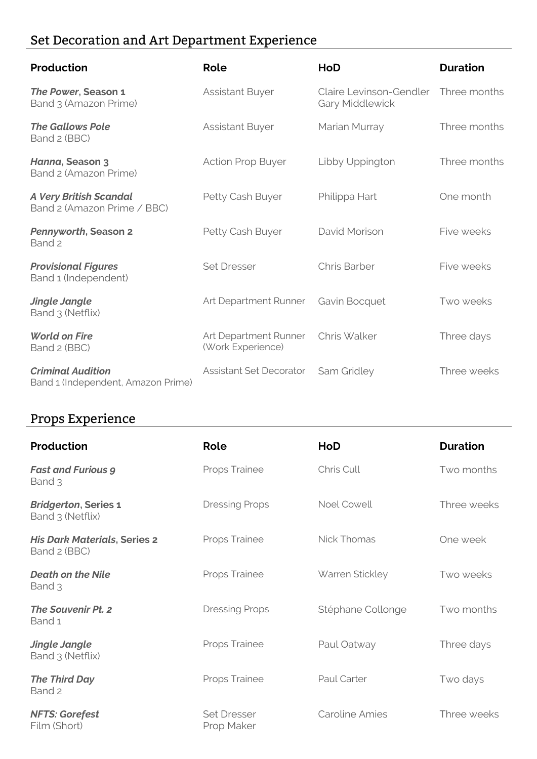## Set Decoration and Art Department Experience

| Production | Role | HoD | Duration |
| --- | --- | --- | --- |
| ***The Power*, Season 1**<br>Band 3 (Amazon Prime) | Assistant Buyer | Claire Levinson-Gendler<br>Gary Middlewick | Three months |
| ***The Gallows Pole***<br>Band 2 (BBC) | Assistant Buyer | Marian Murray | Three months |
| ***Hanna*, Season 3**<br>Band 2 (Amazon Prime) | Action Prop Buyer | Libby Uppington | Three months |
| ***A Very British Scandal***<br>Band 2 (Amazon Prime / BBC) | Petty Cash Buyer | Philippa Hart | One month |
| ***Pennyworth*, Season 2**<br>Band 2 | Petty Cash Buyer | David Morison | Five weeks |
| ***Provisional Figures***<br>Band 1 (Independent) | Set Dresser | Chris Barber | Five weeks |
| ***Jingle Jangle***<br>Band 3 (Netflix) | Art Department Runner | Gavin Bocquet | Two weeks |
| ***World on Fire***<br>Band 2 (BBC) | Art Department Runner<br>(Work Experience) | Chris Walker | Three days |
| ***Criminal Audition***<br>Band 1 (Independent, Amazon Prime) | Assistant Set Decorator | Sam Gridley | Three weeks |

## Props Experience

| Production | Role | HoD | Duration |
| --- | --- | --- | --- |
| ***Fast and Furious 9***<br>Band 3 | Props Trainee | Chris Cull | Two months |
| ***Bridgerton*, Series 1**<br>Band 3 (Netflix) | Dressing Props | Noel Cowell | Three weeks |
| ***His Dark Materials*, Series 2**<br>Band 2 (BBC) | Props Trainee | Nick Thomas | One week |
| ***Death on the Nile***<br>Band 3 | Props Trainee | Warren Stickley | Two weeks |
| ***The Souvenir Pt. 2***<br>Band 1 | Dressing Props | Stéphane Collonge | Two months |
| ***Jingle Jangle***<br>Band 3 (Netflix) | Props Trainee | Paul Oatway | Three days |
| ***The Third Day***<br>Band 2 | Props Trainee | Paul Carter | Two days |
| ***NFTS: Gorefest***<br>Film (Short) | Set Dresser<br>Prop Maker | Caroline Amies | Three weeks |